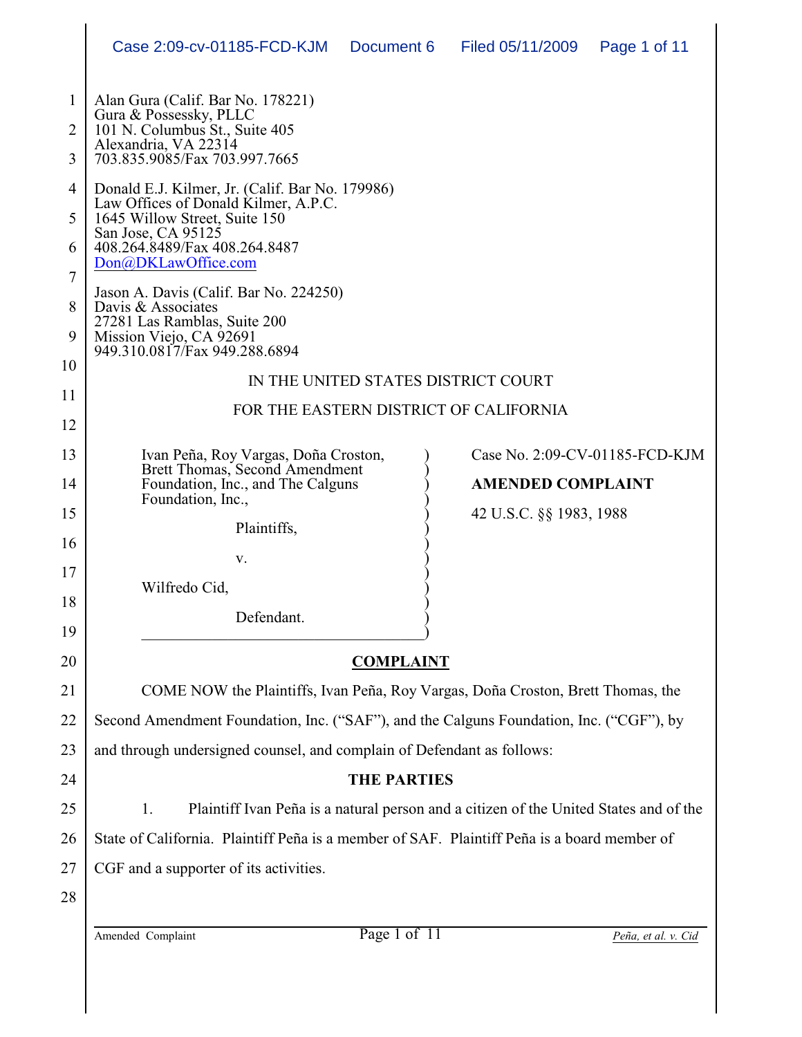Alan Gura (Calif. Bar No. 178221)
Gura & Possessky, PLLC
101 N. Columbus St., Suite 405
Alexandria, VA 22314
703.835.9085/Fax 703.997.7665

Donald E.J. Kilmer, Jr. (Calif. Bar No. 179986)
Law Offices of Donald Kilmer, A.P.C.
1645 Willow Street, Suite 150
San Jose, CA 95125
408.264.8489/Fax 408.264.8487
Don@DKLawOffice.com

Jason A. Davis (Calif. Bar No. 224250)
Davis & Associates
27281 Las Ramblas, Suite 200
Mission Viejo, CA 92691
949.310.0817/Fax 949.288.6894

IN THE UNITED STATES DISTRICT COURT

FOR THE EASTERN DISTRICT OF CALIFORNIA

Ivan Peña, Roy Vargas, Doña Croston, Brett Thomas, Second Amendment Foundation, Inc., and The Calguns Foundation, Inc.,

Plaintiffs,

v.

Wilfredo Cid,

Defendant.

Case No. 2:09-CV-01185-FCD-KJM

**AMENDED COMPLAINT**

42 U.S.C. §§ 1983, 1988

## COMPLAINT

COME NOW the Plaintiffs, Ivan Peña, Roy Vargas, Doña Croston, Brett Thomas, the Second Amendment Foundation, Inc. ("SAF"), and the Calguns Foundation, Inc. ("CGF"), by and through undersigned counsel, and complain of Defendant as follows:

### THE PARTIES

1. Plaintiff Ivan Peña is a natural person and a citizen of the United States and of the State of California. Plaintiff Peña is a member of SAF. Plaintiff Peña is a board member of CGF and a supporter of its activities.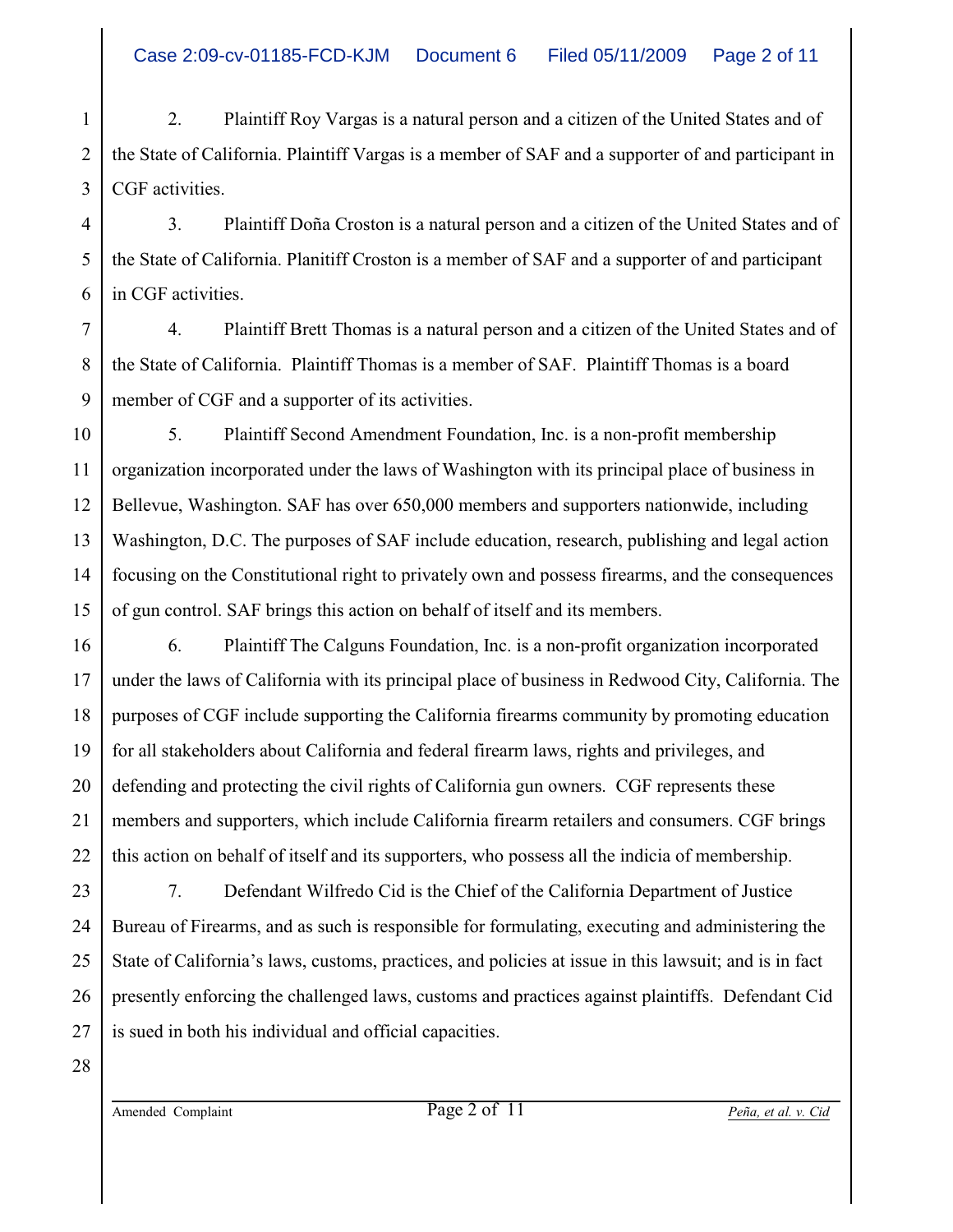2. Plaintiff Roy Vargas is a natural person and a citizen of the United States and of the State of California. Plaintiff Vargas is a member of SAF and a supporter of and participant in CGF activities.

3. Plaintiff Doña Croston is a natural person and a citizen of the United States and of the State of California. Planitiff Croston is a member of SAF and a supporter of and participant in CGF activities.

4. Plaintiff Brett Thomas is a natural person and a citizen of the United States and of the State of California. Plaintiff Thomas is a member of SAF. Plaintiff Thomas is a board member of CGF and a supporter of its activities.

5. Plaintiff Second Amendment Foundation, Inc. is a non-profit membership organization incorporated under the laws of Washington with its principal place of business in Bellevue, Washington. SAF has over 650,000 members and supporters nationwide, including Washington, D.C. The purposes of SAF include education, research, publishing and legal action focusing on the Constitutional right to privately own and possess firearms, and the consequences of gun control. SAF brings this action on behalf of itself and its members.

6. Plaintiff The Calguns Foundation, Inc. is a non-profit organization incorporated under the laws of California with its principal place of business in Redwood City, California. The purposes of CGF include supporting the California firearms community by promoting education for all stakeholders about California and federal firearm laws, rights and privileges, and defending and protecting the civil rights of California gun owners. CGF represents these members and supporters, which include California firearm retailers and consumers. CGF brings this action on behalf of itself and its supporters, who possess all the indicia of membership.

7. Defendant Wilfredo Cid is the Chief of the California Department of Justice Bureau of Firearms, and as such is responsible for formulating, executing and administering the State of California's laws, customs, practices, and policies at issue in this lawsuit; and is in fact presently enforcing the challenged laws, customs and practices against plaintiffs. Defendant Cid is sued in both his individual and official capacities.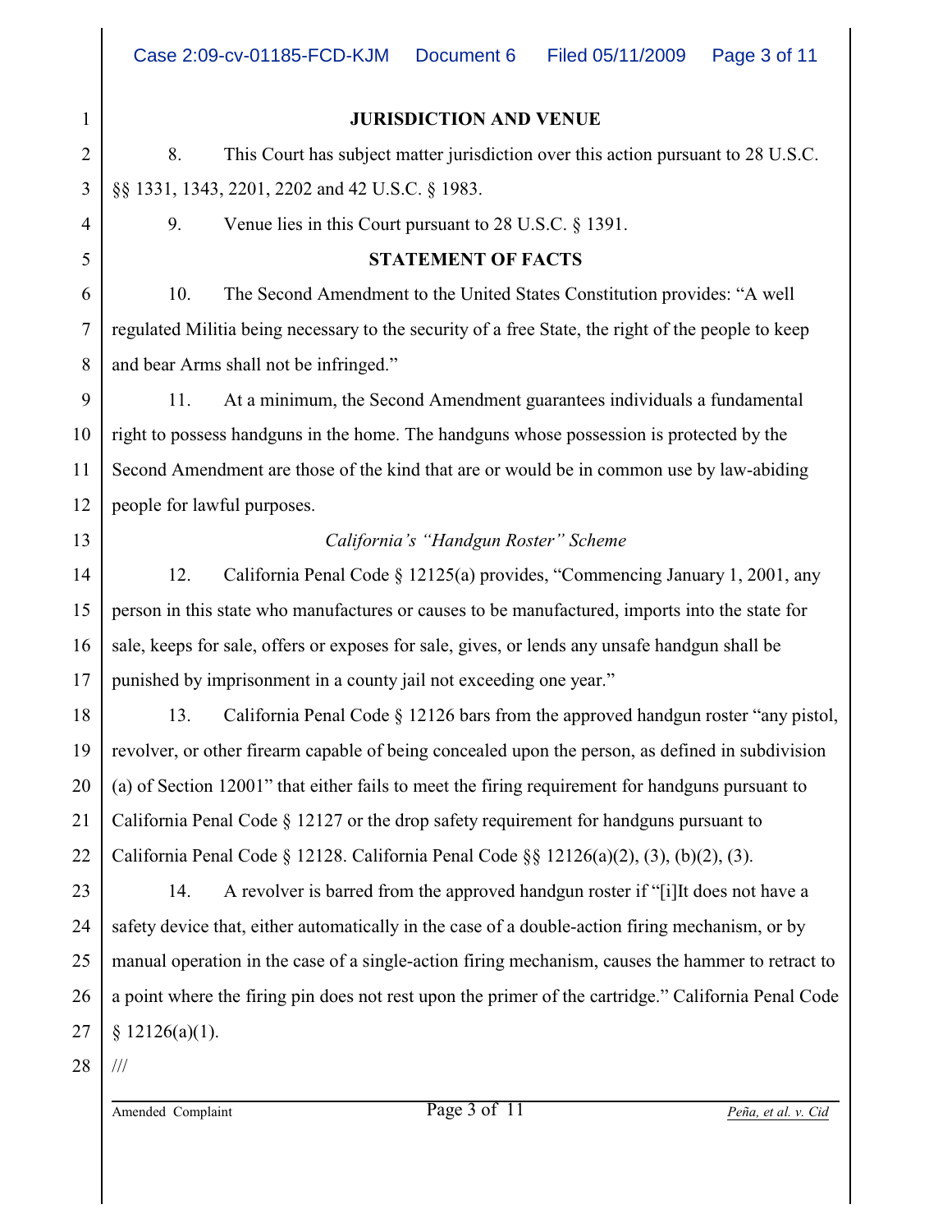**JURISDICTION AND VENUE**

8. This Court has subject matter jurisdiction over this action pursuant to 28 U.S.C. §§ 1331, 1343, 2201, 2202 and 42 U.S.C. § 1983.

9. Venue lies in this Court pursuant to 28 U.S.C. § 1391.

**STATEMENT OF FACTS**

10. The Second Amendment to the United States Constitution provides: "A well regulated Militia being necessary to the security of a free State, the right of the people to keep and bear Arms shall not be infringed."

11. At a minimum, the Second Amendment guarantees individuals a fundamental right to possess handguns in the home. The handguns whose possession is protected by the Second Amendment are those of the kind that are or would be in common use by law-abiding people for lawful purposes.

*California's "Handgun Roster" Scheme*

12. California Penal Code § 12125(a) provides, "Commencing January 1, 2001, any person in this state who manufactures or causes to be manufactured, imports into the state for sale, keeps for sale, offers or exposes for sale, gives, or lends any unsafe handgun shall be punished by imprisonment in a county jail not exceeding one year."

13. California Penal Code § 12126 bars from the approved handgun roster "any pistol, revolver, or other firearm capable of being concealed upon the person, as defined in subdivision (a) of Section 12001" that either fails to meet the firing requirement for handguns pursuant to California Penal Code § 12127 or the drop safety requirement for handguns pursuant to California Penal Code § 12128. California Penal Code §§ 12126(a)(2), (3), (b)(2), (3).

14. A revolver is barred from the approved handgun roster if "[i]It does not have a safety device that, either automatically in the case of a double-action firing mechanism, or by manual operation in the case of a single-action firing mechanism, causes the hammer to retract to a point where the firing pin does not rest upon the primer of the cartridge." California Penal Code § 12126(a)(1).

///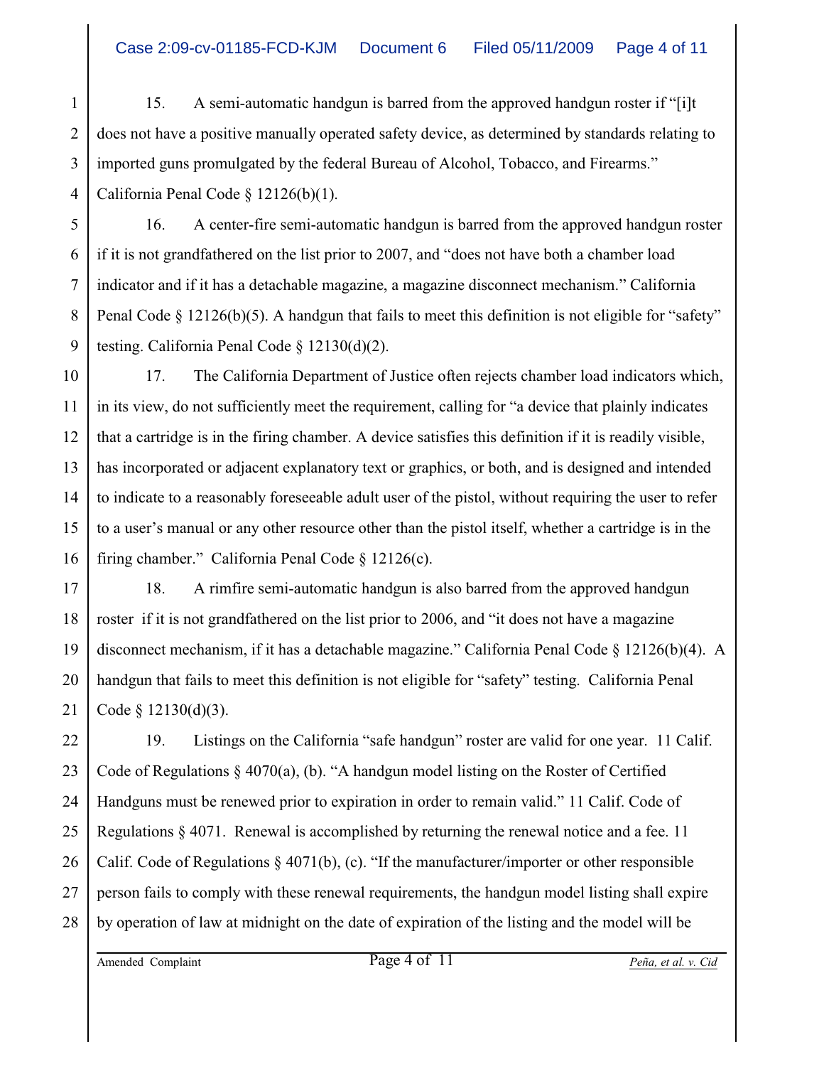15. A semi-automatic handgun is barred from the approved handgun roster if "[i]t does not have a positive manually operated safety device, as determined by standards relating to imported guns promulgated by the federal Bureau of Alcohol, Tobacco, and Firearms." California Penal Code § 12126(b)(1).

16. A center-fire semi-automatic handgun is barred from the approved handgun roster if it is not grandfathered on the list prior to 2007, and "does not have both a chamber load indicator and if it has a detachable magazine, a magazine disconnect mechanism." California Penal Code § 12126(b)(5). A handgun that fails to meet this definition is not eligible for "safety" testing. California Penal Code § 12130(d)(2).

17. The California Department of Justice often rejects chamber load indicators which, in its view, do not sufficiently meet the requirement, calling for "a device that plainly indicates that a cartridge is in the firing chamber. A device satisfies this definition if it is readily visible, has incorporated or adjacent explanatory text or graphics, or both, and is designed and intended to indicate to a reasonably foreseeable adult user of the pistol, without requiring the user to refer to a user's manual or any other resource other than the pistol itself, whether a cartridge is in the firing chamber." California Penal Code § 12126(c).

18. A rimfire semi-automatic handgun is also barred from the approved handgun roster if it is not grandfathered on the list prior to 2006, and "it does not have a magazine disconnect mechanism, if it has a detachable magazine." California Penal Code § 12126(b)(4). A handgun that fails to meet this definition is not eligible for "safety" testing. California Penal Code § 12130(d)(3).

19. Listings on the California "safe handgun" roster are valid for one year. 11 Calif. Code of Regulations § 4070(a), (b). "A handgun model listing on the Roster of Certified Handguns must be renewed prior to expiration in order to remain valid." 11 Calif. Code of Regulations § 4071. Renewal is accomplished by returning the renewal notice and a fee. 11 Calif. Code of Regulations § 4071(b), (c). "If the manufacturer/importer or other responsible person fails to comply with these renewal requirements, the handgun model listing shall expire by operation of law at midnight on the date of expiration of the listing and the model will be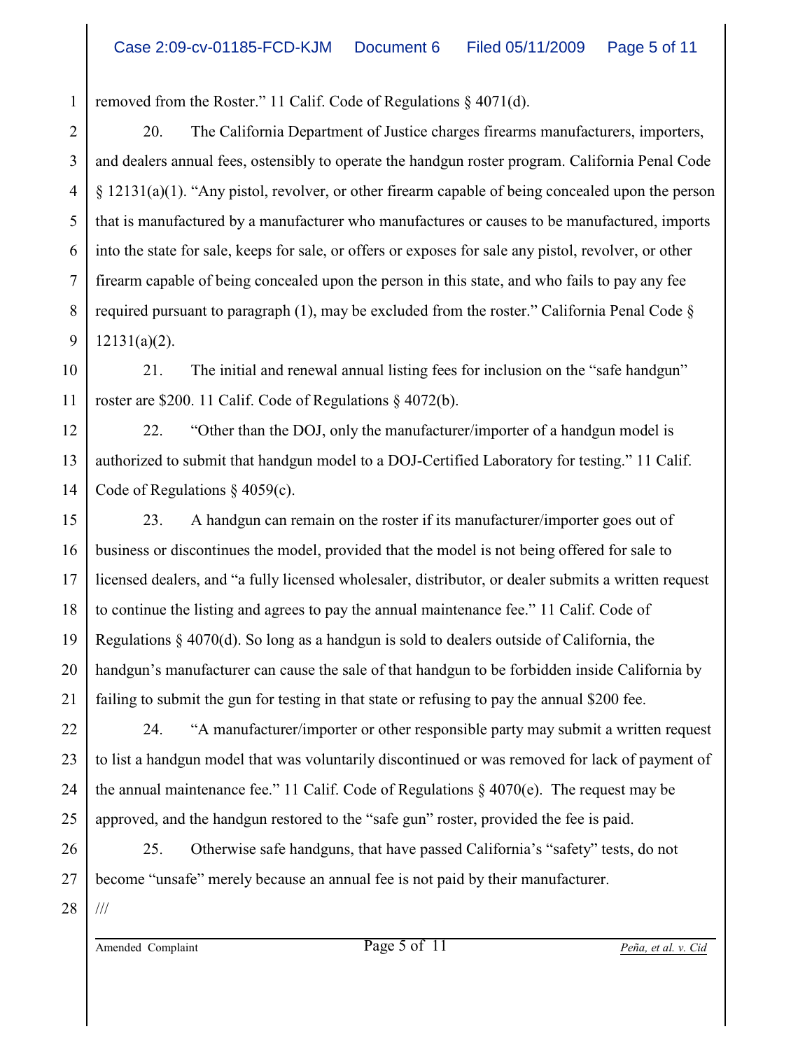removed from the Roster." 11 Calif. Code of Regulations § 4071(d).

20. The California Department of Justice charges firearms manufacturers, importers, and dealers annual fees, ostensibly to operate the handgun roster program. California Penal Code § 12131(a)(1). "Any pistol, revolver, or other firearm capable of being concealed upon the person that is manufactured by a manufacturer who manufactures or causes to be manufactured, imports into the state for sale, keeps for sale, or offers or exposes for sale any pistol, revolver, or other firearm capable of being concealed upon the person in this state, and who fails to pay any fee required pursuant to paragraph (1), may be excluded from the roster." California Penal Code § 12131(a)(2).

21. The initial and renewal annual listing fees for inclusion on the "safe handgun" roster are $200. 11 Calif. Code of Regulations § 4072(b).

22. "Other than the DOJ, only the manufacturer/importer of a handgun model is authorized to submit that handgun model to a DOJ-Certified Laboratory for testing." 11 Calif. Code of Regulations § 4059(c).

23. A handgun can remain on the roster if its manufacturer/importer goes out of business or discontinues the model, provided that the model is not being offered for sale to licensed dealers, and "a fully licensed wholesaler, distributor, or dealer submits a written request to continue the listing and agrees to pay the annual maintenance fee." 11 Calif. Code of Regulations § 4070(d). So long as a handgun is sold to dealers outside of California, the handgun's manufacturer can cause the sale of that handgun to be forbidden inside California by failing to submit the gun for testing in that state or refusing to pay the annual $200 fee.

24. "A manufacturer/importer or other responsible party may submit a written request to list a handgun model that was voluntarily discontinued or was removed for lack of payment of the annual maintenance fee." 11 Calif. Code of Regulations § 4070(e). The request may be approved, and the handgun restored to the "safe gun" roster, provided the fee is paid.

25. Otherwise safe handguns, that have passed California's "safety" tests, do not become "unsafe" merely because an annual fee is not paid by their manufacturer.

///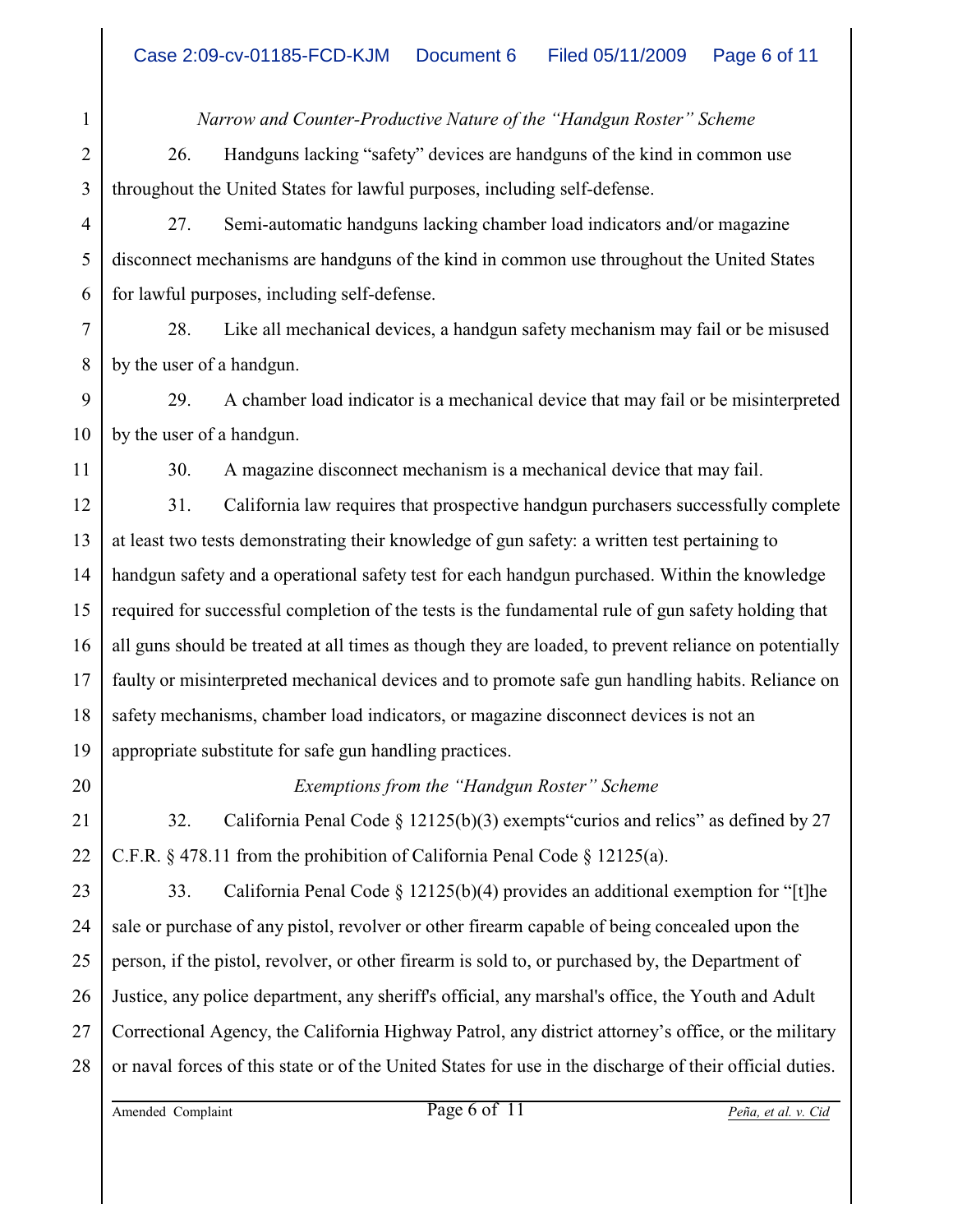*Narrow and Counter-Productive Nature of the "Handgun Roster" Scheme*

26. Handguns lacking "safety" devices are handguns of the kind in common use throughout the United States for lawful purposes, including self-defense.

27. Semi-automatic handguns lacking chamber load indicators and/or magazine disconnect mechanisms are handguns of the kind in common use throughout the United States for lawful purposes, including self-defense.

28. Like all mechanical devices, a handgun safety mechanism may fail or be misused by the user of a handgun.

29. A chamber load indicator is a mechanical device that may fail or be misinterpreted by the user of a handgun.

30. A magazine disconnect mechanism is a mechanical device that may fail.

31. California law requires that prospective handgun purchasers successfully complete at least two tests demonstrating their knowledge of gun safety: a written test pertaining to handgun safety and a operational safety test for each handgun purchased. Within the knowledge required for successful completion of the tests is the fundamental rule of gun safety holding that all guns should be treated at all times as though they are loaded, to prevent reliance on potentially faulty or misinterpreted mechanical devices and to promote safe gun handling habits. Reliance on safety mechanisms, chamber load indicators, or magazine disconnect devices is not an appropriate substitute for safe gun handling practices.

*Exemptions from the "Handgun Roster" Scheme*

32. California Penal Code § 12125(b)(3) exempts"curios and relics" as defined by 27 C.F.R. § 478.11 from the prohibition of California Penal Code § 12125(a).

33. California Penal Code § 12125(b)(4) provides an additional exemption for "[t]he sale or purchase of any pistol, revolver or other firearm capable of being concealed upon the person, if the pistol, revolver, or other firearm is sold to, or purchased by, the Department of Justice, any police department, any sheriff's official, any marshal's office, the Youth and Adult Correctional Agency, the California Highway Patrol, any district attorney's office, or the military or naval forces of this state or of the United States for use in the discharge of their official duties.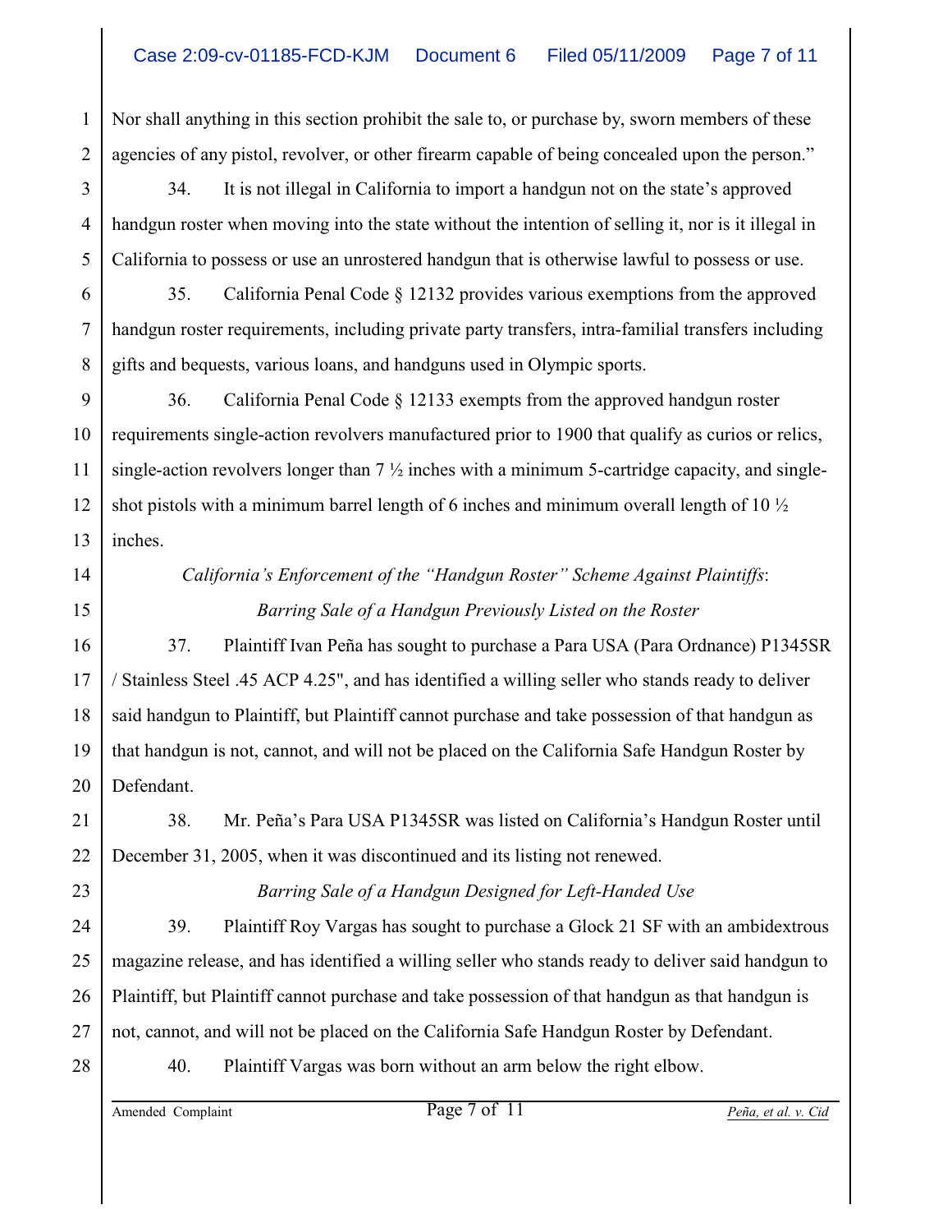Nor shall anything in this section prohibit the sale to, or purchase by, sworn members of these agencies of any pistol, revolver, or other firearm capable of being concealed upon the person."

34. It is not illegal in California to import a handgun not on the state's approved handgun roster when moving into the state without the intention of selling it, nor is it illegal in California to possess or use an unrostered handgun that is otherwise lawful to possess or use.

35. California Penal Code § 12132 provides various exemptions from the approved handgun roster requirements, including private party transfers, intra-familial transfers including gifts and bequests, various loans, and handguns used in Olympic sports.

36. California Penal Code § 12133 exempts from the approved handgun roster requirements single-action revolvers manufactured prior to 1900 that qualify as curios or relics, single-action revolvers longer than 7 ½ inches with a minimum 5-cartridge capacity, and single-shot pistols with a minimum barrel length of 6 inches and minimum overall length of 10 ½ inches.

*California's Enforcement of the "Handgun Roster" Scheme Against Plaintiffs*:

*Barring Sale of a Handgun Previously Listed on the Roster*

37. Plaintiff Ivan Peña has sought to purchase a Para USA (Para Ordnance) P1345SR / Stainless Steel .45 ACP 4.25", and has identified a willing seller who stands ready to deliver said handgun to Plaintiff, but Plaintiff cannot purchase and take possession of that handgun as that handgun is not, cannot, and will not be placed on the California Safe Handgun Roster by Defendant.

38. Mr. Peña's Para USA P1345SR was listed on California's Handgun Roster until December 31, 2005, when it was discontinued and its listing not renewed.

*Barring Sale of a Handgun Designed for Left-Handed Use*

39. Plaintiff Roy Vargas has sought to purchase a Glock 21 SF with an ambidextrous magazine release, and has identified a willing seller who stands ready to deliver said handgun to Plaintiff, but Plaintiff cannot purchase and take possession of that handgun as that handgun is not, cannot, and will not be placed on the California Safe Handgun Roster by Defendant.

40. Plaintiff Vargas was born without an arm below the right elbow.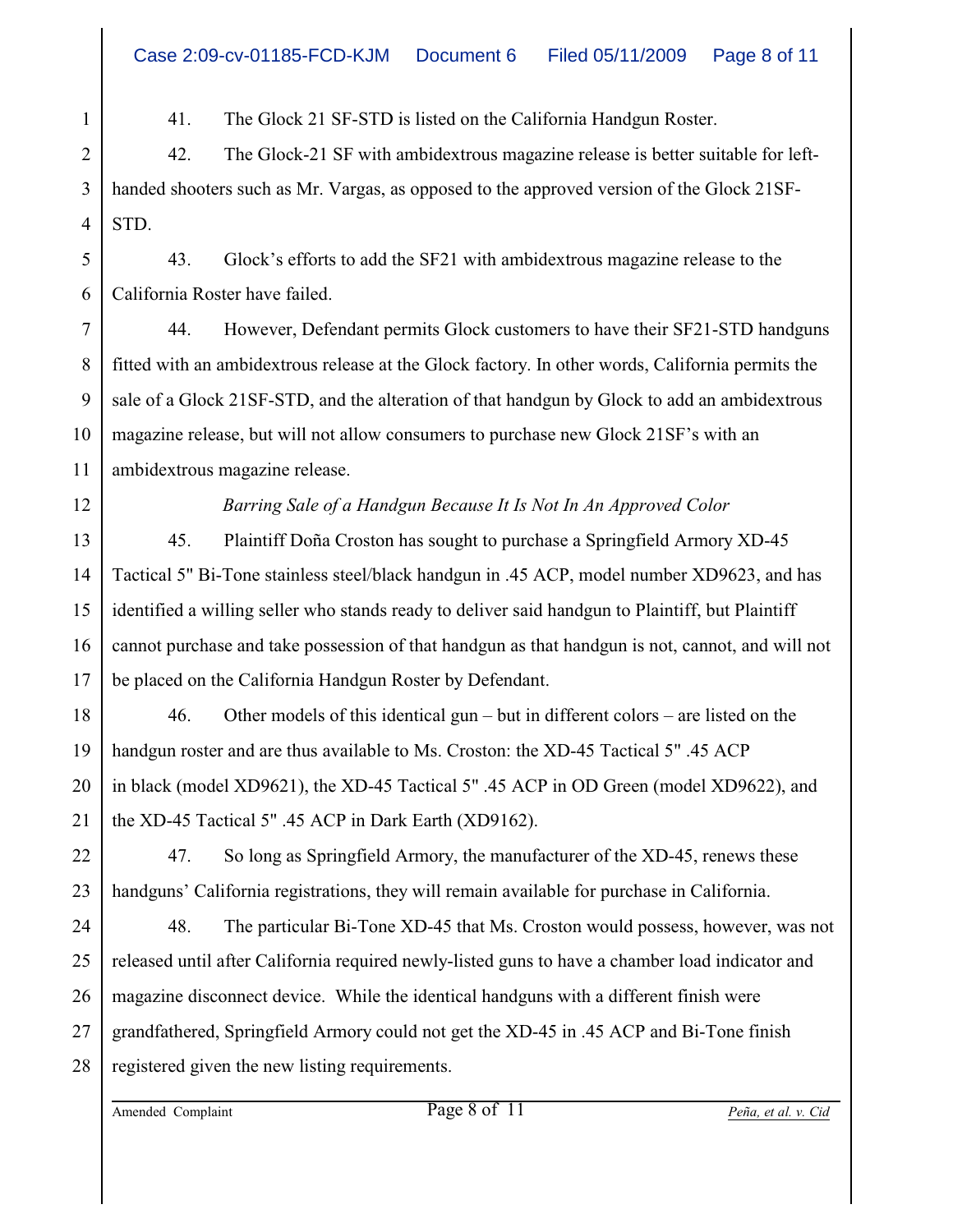41. The Glock 21 SF-STD is listed on the California Handgun Roster.

42. The Glock-21 SF with ambidextrous magazine release is better suitable for left-handed shooters such as Mr. Vargas, as opposed to the approved version of the Glock 21SF-STD.

43. Glock's efforts to add the SF21 with ambidextrous magazine release to the California Roster have failed.

44. However, Defendant permits Glock customers to have their SF21-STD handguns fitted with an ambidextrous release at the Glock factory. In other words, California permits the sale of a Glock 21SF-STD, and the alteration of that handgun by Glock to add an ambidextrous magazine release, but will not allow consumers to purchase new Glock 21SF's with an ambidextrous magazine release.

*Barring Sale of a Handgun Because It Is Not In An Approved Color*

45. Plaintiff Doña Croston has sought to purchase a Springfield Armory XD-45 Tactical 5" Bi-Tone stainless steel/black handgun in .45 ACP, model number XD9623, and has identified a willing seller who stands ready to deliver said handgun to Plaintiff, but Plaintiff cannot purchase and take possession of that handgun as that handgun is not, cannot, and will not be placed on the California Handgun Roster by Defendant.

46. Other models of this identical gun – but in different colors – are listed on the handgun roster and are thus available to Ms. Croston: the XD-45 Tactical 5" .45 ACP in black (model XD9621), the XD-45 Tactical 5" .45 ACP in OD Green (model XD9622), and the XD-45 Tactical 5" .45 ACP in Dark Earth (XD9162).

47. So long as Springfield Armory, the manufacturer of the XD-45, renews these handguns' California registrations, they will remain available for purchase in California.

48. The particular Bi-Tone XD-45 that Ms. Croston would possess, however, was not released until after California required newly-listed guns to have a chamber load indicator and magazine disconnect device. While the identical handguns with a different finish were grandfathered, Springfield Armory could not get the XD-45 in .45 ACP and Bi-Tone finish registered given the new listing requirements.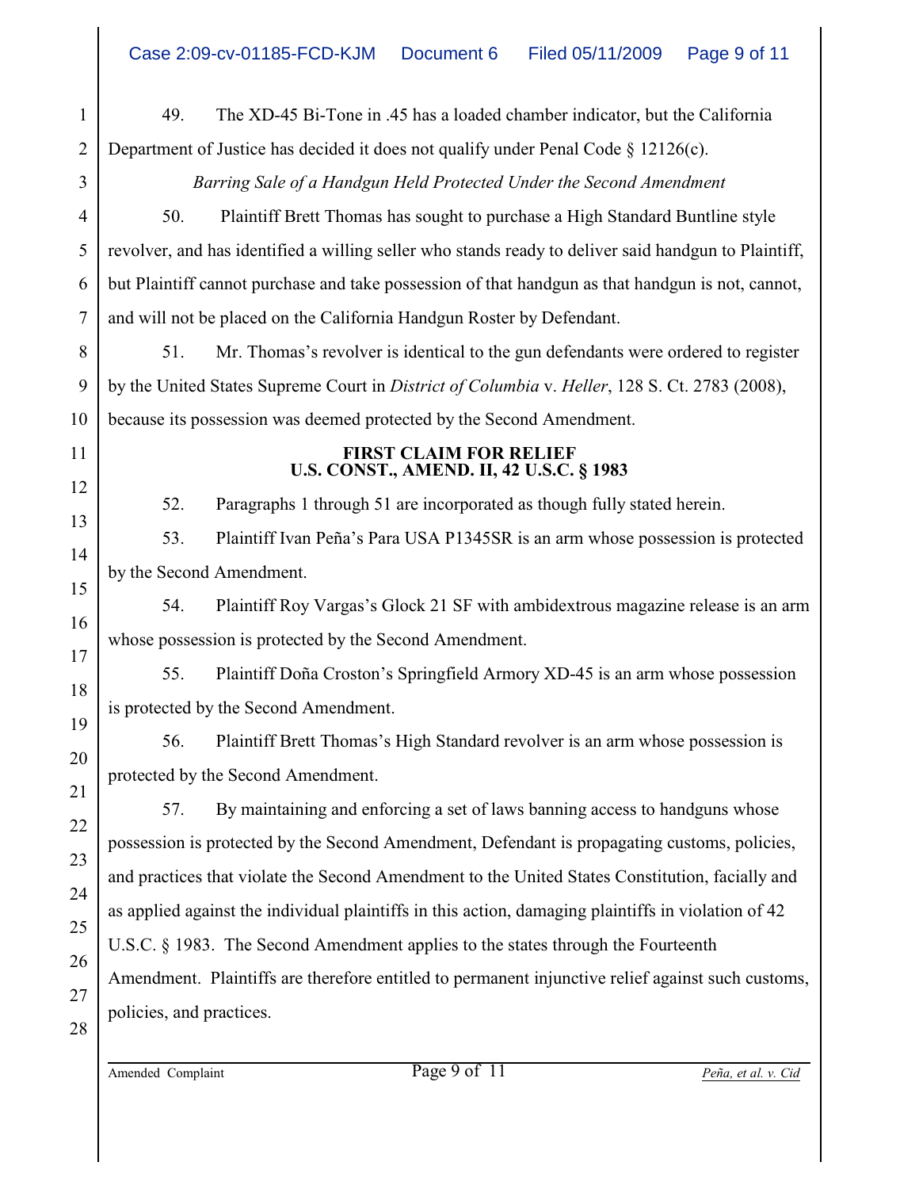49. The XD-45 Bi-Tone in .45 has a loaded chamber indicator, but the California Department of Justice has decided it does not qualify under Penal Code § 12126(c).

*Barring Sale of a Handgun Held Protected Under the Second Amendment*

50. Plaintiff Brett Thomas has sought to purchase a High Standard Buntline style revolver, and has identified a willing seller who stands ready to deliver said handgun to Plaintiff, but Plaintiff cannot purchase and take possession of that handgun as that handgun is not, cannot, and will not be placed on the California Handgun Roster by Defendant.

51. Mr. Thomas's revolver is identical to the gun defendants were ordered to register by the United States Supreme Court in *District of Columbia* v. *Heller*, 128 S. Ct. 2783 (2008), because its possession was deemed protected by the Second Amendment.

**FIRST CLAIM FOR RELIEF**
**U.S. CONST., AMEND. II, 42 U.S.C. § 1983**

52. Paragraphs 1 through 51 are incorporated as though fully stated herein.

53. Plaintiff Ivan Peña's Para USA P1345SR is an arm whose possession is protected by the Second Amendment.

54. Plaintiff Roy Vargas's Glock 21 SF with ambidextrous magazine release is an arm whose possession is protected by the Second Amendment.

55. Plaintiff Doña Croston's Springfield Armory XD-45 is an arm whose possession is protected by the Second Amendment.

56. Plaintiff Brett Thomas's High Standard revolver is an arm whose possession is protected by the Second Amendment.

57. By maintaining and enforcing a set of laws banning access to handguns whose possession is protected by the Second Amendment, Defendant is propagating customs, policies, and practices that violate the Second Amendment to the United States Constitution, facially and as applied against the individual plaintiffs in this action, damaging plaintiffs in violation of 42 U.S.C. § 1983. The Second Amendment applies to the states through the Fourteenth Amendment. Plaintiffs are therefore entitled to permanent injunctive relief against such customs, policies, and practices.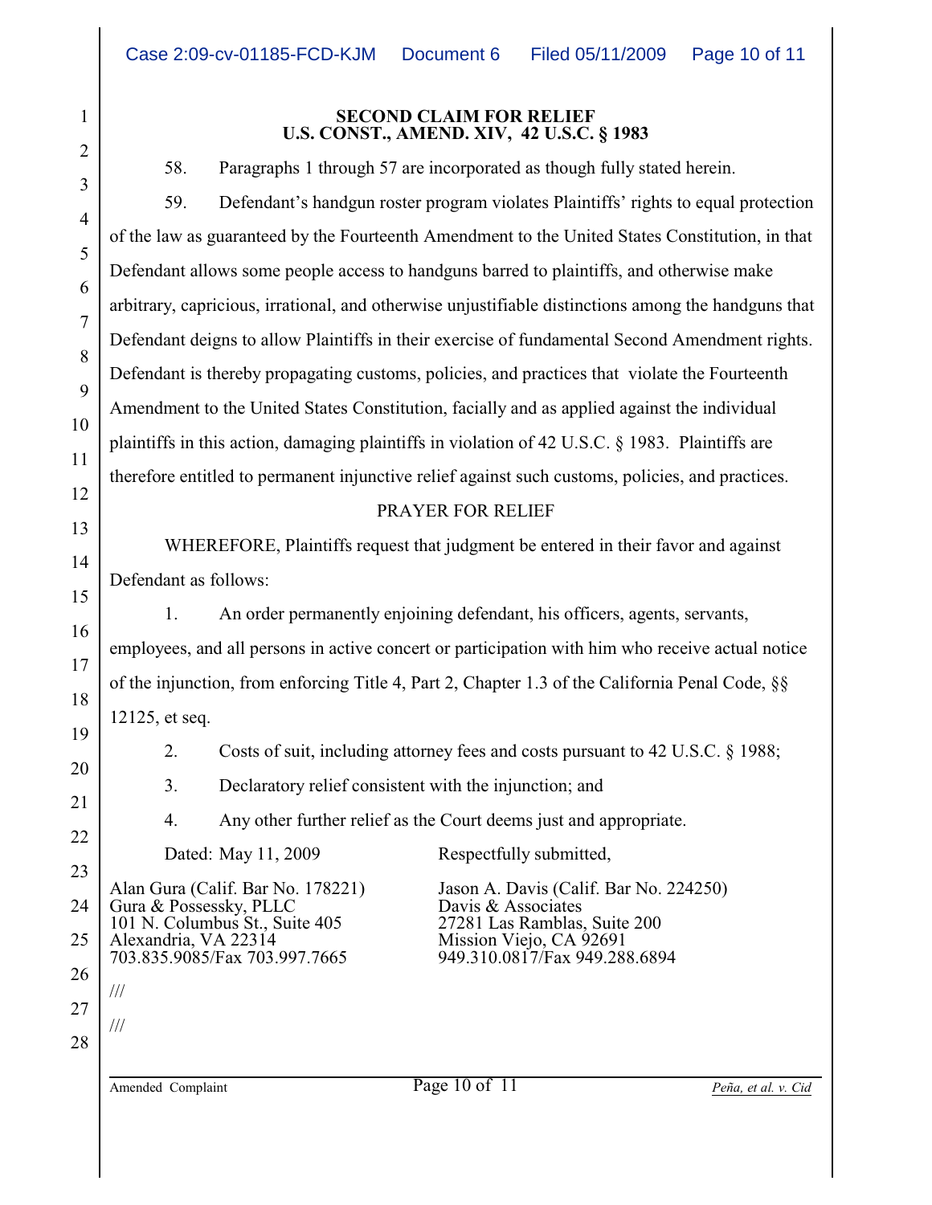## SECOND CLAIM FOR RELIEF
## U.S. CONST., AMEND. XIV, 42 U.S.C. § 1983

58. Paragraphs 1 through 57 are incorporated as though fully stated herein.

59. Defendant's handgun roster program violates Plaintiffs' rights to equal protection of the law as guaranteed by the Fourteenth Amendment to the United States Constitution, in that Defendant allows some people access to handguns barred to plaintiffs, and otherwise make arbitrary, capricious, irrational, and otherwise unjustifiable distinctions among the handguns that Defendant deigns to allow Plaintiffs in their exercise of fundamental Second Amendment rights. Defendant is thereby propagating customs, policies, and practices that violate the Fourteenth Amendment to the United States Constitution, facially and as applied against the individual plaintiffs in this action, damaging plaintiffs in violation of 42 U.S.C. § 1983. Plaintiffs are therefore entitled to permanent injunctive relief against such customs, policies, and practices.

## PRAYER FOR RELIEF

WHEREFORE, Plaintiffs request that judgment be entered in their favor and against Defendant as follows:

1. An order permanently enjoining defendant, his officers, agents, servants, employees, and all persons in active concert or participation with him who receive actual notice of the injunction, from enforcing Title 4, Part 2, Chapter 1.3 of the California Penal Code, §§ 12125, et seq.

2. Costs of suit, including attorney fees and costs pursuant to 42 U.S.C. § 1988;

3. Declaratory relief consistent with the injunction; and

4. Any other further relief as the Court deems just and appropriate.

Dated: May 11, 2009

Respectfully submitted,

Alan Gura (Calif. Bar No. 178221)
Gura & Possessky, PLLC
101 N. Columbus St., Suite 405
Alexandria, VA 22314
703.835.9085/Fax 703.997.7665

Jason A. Davis (Calif. Bar No. 224250)
Davis & Associates
27281 Las Ramblas, Suite 200
Mission Viejo, CA 92691
949.310.0817/Fax 949.288.6894

///

///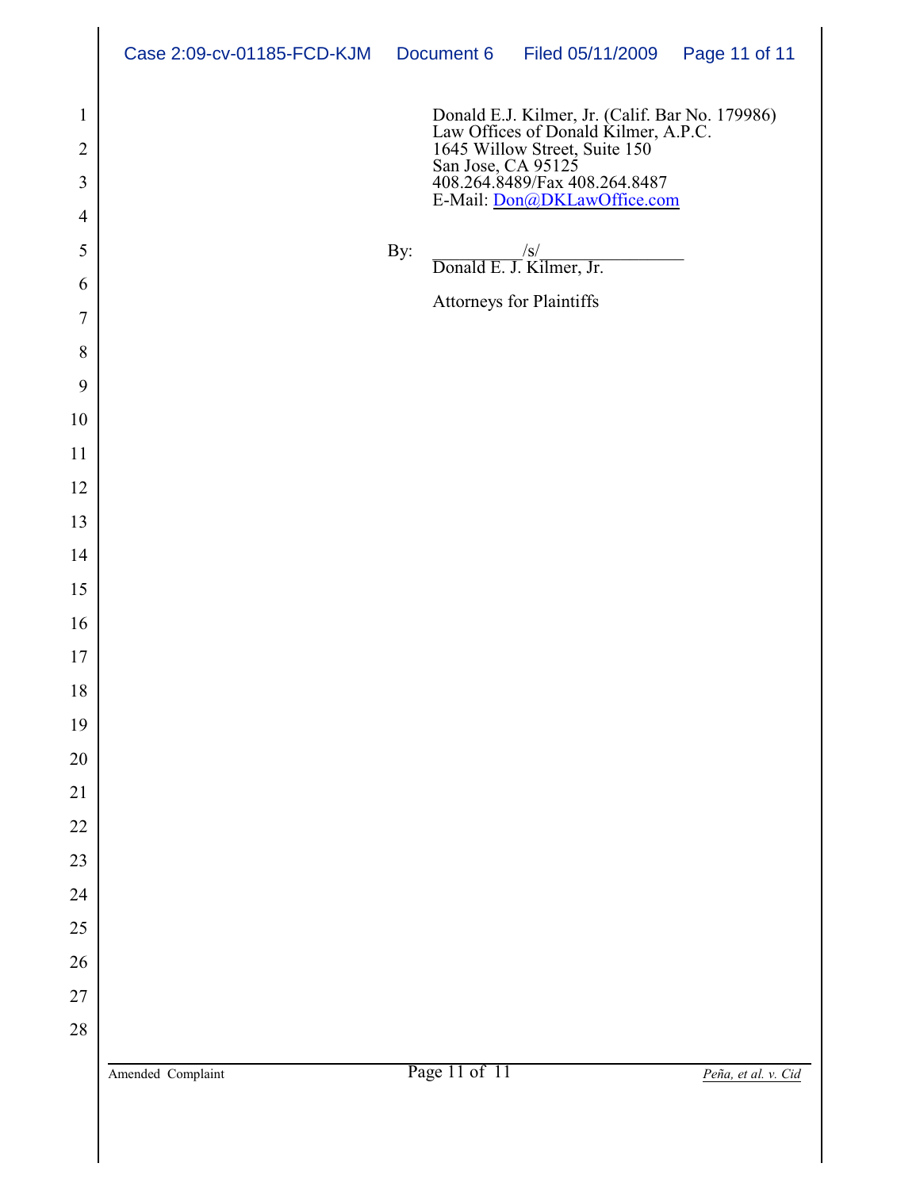Donald E.J. Kilmer, Jr. (Calif. Bar No. 179986)
Law Offices of Donald Kilmer, A.P.C.
1645 Willow Street, Suite 150
San Jose, CA 95125
408.264.8489/Fax 408.264.8487
E-Mail: Don@DKLawOffice.com

By: ___________/s/_______________
Donald E. J. Kilmer, Jr.

Attorneys for Plaintiffs